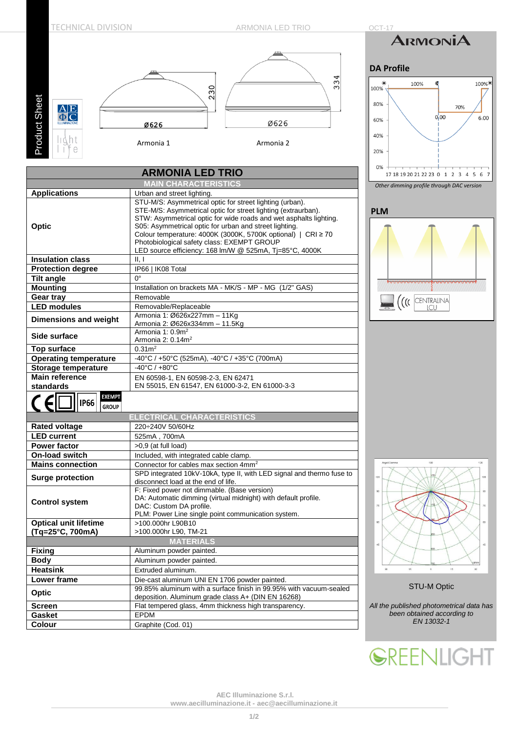# ARMONIA LED TRIO

Armonia 1 — Ø626, 230

Armonia 2 — Ø626, 334

| ARMONIA LED TRIO | |
|---|---|
| **MAIN CHARACTERISTICS** | |
| **Applications** | Urban and street lighting. |
| **Optic** | STU-M/S: Asymmetrical optic for street lighting (urban).<br>STE-M/S: Asymmetrical optic for street lighting (extraurban).<br>STW: Asymmetrical optic for wide roads and wet asphalts lighting.<br>S05: Asymmetrical optic for urban and street lighting.<br>Colour temperature: 4000K (3000K, 5700K optional) \| CRI ≥ 70<br>Photobiological safety class: EXEMPT GROUP<br>LED source efficiency: 168 lm/W @ 525mA, Tj=85°C, 4000K |
| **Insulation class** | II, I |
| **Protection degree** | IP66 \| IK08 Total |
| **Tilt angle** | 0° |
| **Mounting** | Installation on brackets MA - MK/S - MP - MG (1/2" GAS) |
| **Gear tray** | Removable |
| **LED modules** | Removable/Replaceable |
| **Dimensions and weight** | Armonia 1: Ø626x227mm – 11Kg<br>Armonia 2: Ø626x334mm – 11.5Kg |
| **Side surface** | Armonia 1: 0.9m²<br>Armonia 2: 0.14m² |
| **Top surface** | 0.31m² |
| **Operating temperature** | -40°C / +50°C (525mA), -40°C / +35°C (700mA) |
| **Storage temperature** | -40°C / +80°C |
| **Main reference standards** | EN 60598-1, EN 60598-2-3, EN 62471<br>EN 55015, EN 61547, EN 61000-3-2, EN 61000-3-3 |
| CE, IP66, EXEMPT GROUP | |
| **ELECTRICAL CHARACTERISTICS** | |
| **Rated voltage** | 220÷240V 50/60Hz |
| **LED current** | 525mA , 700mA |
| **Power factor** | >0,9 (at full load) |
| **On-load switch** | Included, with integrated cable clamp. |
| **Mains connection** | Connector for cables max section 4mm² |
| **Surge protection** | SPD integrated 10kV-10kA, type II, with LED signal and thermo fuse to disconnect load at the end of life. |
| **Control system** | F: Fixed power not dimmable. (Base version)<br>DA: Automatic dimming (virtual midnight) with default profile.<br>DAC: Custom DA profile.<br>PLM: Power Line single point communication system. |
| **Optical unit lifetime (Tq=25°C, 700mA)** | >100.000hr L90B10<br>>100.000hr L90, TM-21 |
| **MATERIALS** | |
| **Fixing** | Aluminum powder painted. |
| **Body** | Aluminum powder painted. |
| **Heatsink** | Extruded aluminum. |
| **Lower frame** | Die-cast aluminum UNI EN 1706 powder painted. |
| **Optic** | 99.85% aluminum with a surface finish in 99.95% with vacuum-sealed deposition. Aluminum grade class A+ (DIN EN 16268) |
| **Screen** | Flat tempered glass, 4mm thickness high transparency. |
| **Gasket** | EPDM |
| **Colour** | Graphite (Cod. 01) |

## DA Profile

*Other dimming profile through DAC version*

## PLM

CENTRALINA LCU

STU-M Optic

*All the published photometrical data has been obtained according to EN 13032-1*

AEC Illuminazione S.r.l.
www.aecilluminazione.it - aec@aecilluminazione.it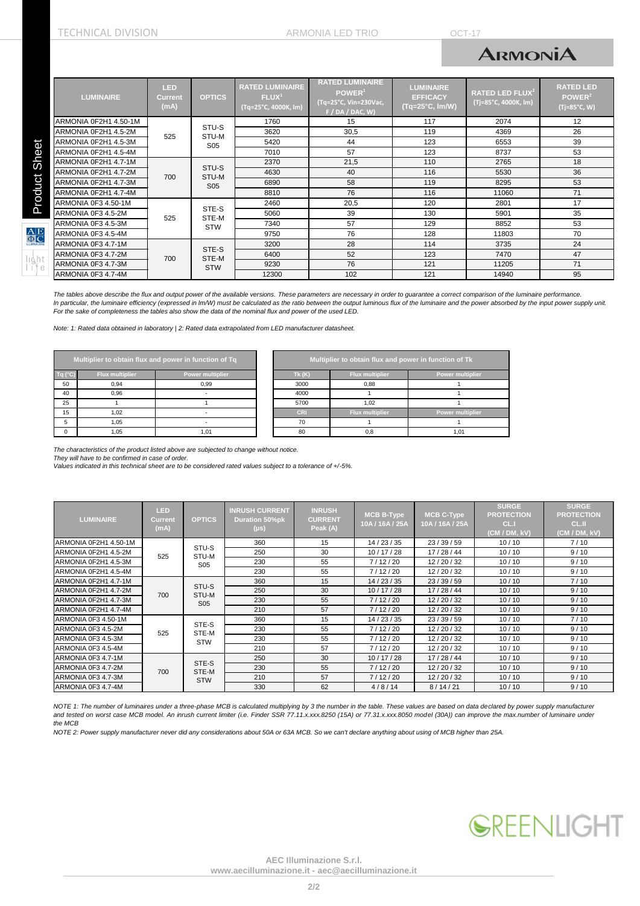| LUMINAIRE | LED Current (mA) | OPTICS | RATED LUMINAIRE FLUX[1] (Tq=25°C, 4000K, lm) | RATED LUMINAIRE POWER[1] (Tq=25°C, Vin=230Vac, F / DA / DAC, W) | LUMINAIRE EFFICACY (Tq=25°C, lm/W) | RATED LED FLUX[2] (Tj=85°C, 4000K, lm) | RATED LED POWER[2] (Tj=85°C, W) |
|---|---|---|---|---|---|---|---|
| ARMONIA 0F2H1 4.50-1M | 525 | STU-S STU-M S05 | 1760 | 15 | 117 | 2074 | 12 |
| ARMONIA 0F2H1 4.5-2M | | | 3620 | 30,5 | 119 | 4369 | 26 |
| ARMONIA 0F2H1 4.5-3M | | | 5420 | 44 | 123 | 6553 | 39 |
| ARMONIA 0F2H1 4.5-4M | | | 7010 | 57 | 123 | 8737 | 53 |
| ARMONIA 0F2H1 4.7-1M | 700 | STU-S STU-M S05 | 2370 | 21,5 | 110 | 2765 | 18 |
| ARMONIA 0F2H1 4.7-2M | | | 4630 | 40 | 116 | 5530 | 36 |
| ARMONIA 0F2H1 4.7-3M | | | 6890 | 58 | 119 | 8295 | 53 |
| ARMONIA 0F2H1 4.7-4M | | | 8810 | 76 | 116 | 11060 | 71 |
| ARMONIA 0F3 4.50-1M | 525 | STE-S STE-M STW | 2460 | 20,5 | 120 | 2801 | 17 |
| ARMONIA 0F3 4.5-2M | | | 5060 | 39 | 130 | 5901 | 35 |
| ARMONIA 0F3 4.5-3M | | | 7340 | 57 | 129 | 8852 | 53 |
| ARMONIA 0F3 4.5-4M | | | 9750 | 76 | 128 | 11803 | 70 |
| ARMONIA 0F3 4.7-1M | 700 | STE-S STE-M STW | 3200 | 28 | 114 | 3735 | 24 |
| ARMONIA 0F3 4.7-2M | | | 6400 | 52 | 123 | 7470 | 47 |
| ARMONIA 0F3 4.7-3M | | | 9230 | 76 | 121 | 11205 | 71 |
| ARMONIA 0F3 4.7-4M | | | 12300 | 102 | 121 | 14940 | 95 |

*The tables above describe the flux and output power of the available versions. These parameters are necessary in order to guarantee a correct comparison of the luminaire performance.*
*In particular, the luminaire efficiency (expressed in lm/W) must be calculated as the ratio between the output luminous flux of the luminaire and the power absorbed by the input power supply unit.*
*For the sake of completeness the tables also show the data of the nominal flux and power of the used LED.*

*Note: 1: Rated data obtained in laboratory | 2: Rated data extrapolated from LED manufacturer datasheet.*

| Multiplier to obtain flux and power in function of Tq | | |
|---|---|---|
| Tq (°C) | Flux multiplier | Power multiplier |
| 50 | 0,94 | 0,99 |
| 40 | 0,96 | - |
| 25 | 1 | 1 |
| 15 | 1,02 | - |
| 5 | 1,05 | - |
| 0 | 1,05 | 1,01 |

| Multiplier to obtain flux and power in function of Tk | | |
|---|---|---|
| Tk (K) | Flux multiplier | Power multiplier |
| 3000 | 0,88 | 1 |
| 4000 | 1 | 1 |
| 5700 | 1,02 | 1 |
| CRI | Flux multiplier | Power multiplier |
| 70 | 1 | 1 |
| 80 | 0,8 | 1,01 |

*The characteristics of the product listed above are subjected to change without notice.*
*They will have to be confirmed in case of order.*
*Values indicated in this technical sheet are to be considered rated values subject to a tolerance of +/-5%.*

| LUMINAIRE | LED Current (mA) | OPTICS | INRUSH CURRENT Duration 50%pk (µs) | INRUSH CURRENT Peak (A) | MCB B-Type 10A / 16A / 25A | MCB C-Type 10A / 16A / 25A | SURGE PROTECTION CL.I (CM / DM, kV) | SURGE PROTECTION CL.II (CM / DM, kV) |
|---|---|---|---|---|---|---|---|---|
| ARMONIA 0F2H1 4.50-1M | 525 | STU-S STU-M S05 | 360 | 15 | 14 / 23 / 35 | 23 / 39 / 59 | 10 / 10 | 7 / 10 |
| ARMONIA 0F2H1 4.5-2M | | | 250 | 30 | 10 / 17 / 28 | 17 / 28 / 44 | 10 / 10 | 9 / 10 |
| ARMONIA 0F2H1 4.5-3M | | | 230 | 55 | 7 / 12 / 20 | 12 / 20 / 32 | 10 / 10 | 9 / 10 |
| ARMONIA 0F2H1 4.5-4M | | | 230 | 55 | 7 / 12 / 20 | 12 / 20 / 32 | 10 / 10 | 9 / 10 |
| ARMONIA 0F2H1 4.7-1M | 700 | STU-S STU-M S05 | 360 | 15 | 14 / 23 / 35 | 23 / 39 / 59 | 10 / 10 | 7 / 10 |
| ARMONIA 0F2H1 4.7-2M | | | 250 | 30 | 10 / 17 / 28 | 17 / 28 / 44 | 10 / 10 | 9 / 10 |
| ARMONIA 0F2H1 4.7-3M | | | 230 | 55 | 7 / 12 / 20 | 12 / 20 / 32 | 10 / 10 | 9 / 10 |
| ARMONIA 0F2H1 4.7-4M | | | 210 | 57 | 7 / 12 / 20 | 12 / 20 / 32 | 10 / 10 | 9 / 10 |
| ARMONIA 0F3 4.50-1M | 525 | STE-S STE-M STW | 360 | 15 | 14 / 23 / 35 | 23 / 39 / 59 | 10 / 10 | 7 / 10 |
| ARMONIA 0F3 4.5-2M | | | 230 | 55 | 7 / 12 / 20 | 12 / 20 / 32 | 10 / 10 | 9 / 10 |
| ARMONIA 0F3 4.5-3M | | | 230 | 55 | 7 / 12 / 20 | 12 / 20 / 32 | 10 / 10 | 9 / 10 |
| ARMONIA 0F3 4.5-4M | | | 210 | 57 | 7 / 12 / 20 | 12 / 20 / 32 | 10 / 10 | 9 / 10 |
| ARMONIA 0F3 4.7-1M | 700 | STE-S STE-M STW | 250 | 30 | 10 / 17 / 28 | 17 / 28 / 44 | 10 / 10 | 9 / 10 |
| ARMONIA 0F3 4.7-2M | | | 230 | 55 | 7 / 12 / 20 | 12 / 20 / 32 | 10 / 10 | 9 / 10 |
| ARMONIA 0F3 4.7-3M | | | 210 | 57 | 7 / 12 / 20 | 12 / 20 / 32 | 10 / 10 | 9 / 10 |
| ARMONIA 0F3 4.7-4M | | | 330 | 62 | 4 / 8 / 14 | 8 / 14 / 21 | 10 / 10 | 9 / 10 |

*NOTE 1: The number of luminaires under a three-phase MCB is calculated multiplying by 3 the number in the table. These values are based on data declared by power supply manufacturer and tested on worst case MCB model. An inrush current limiter (i.e. Finder SSR 77.11.x.xxx.8250 (15A) or 77.31.x.xxx.8050 model (30A)) can improve the max.number of luminaire under the MCB*

*NOTE 2: Power supply manufacturer never did any considerations about 50A or 63A MCB. So we can't declare anything about using of MCB higher than 25A.*

**AEC Illuminazione S.r.l.**
**www.aecilluminazione.it - aec@aecilluminazione.it**